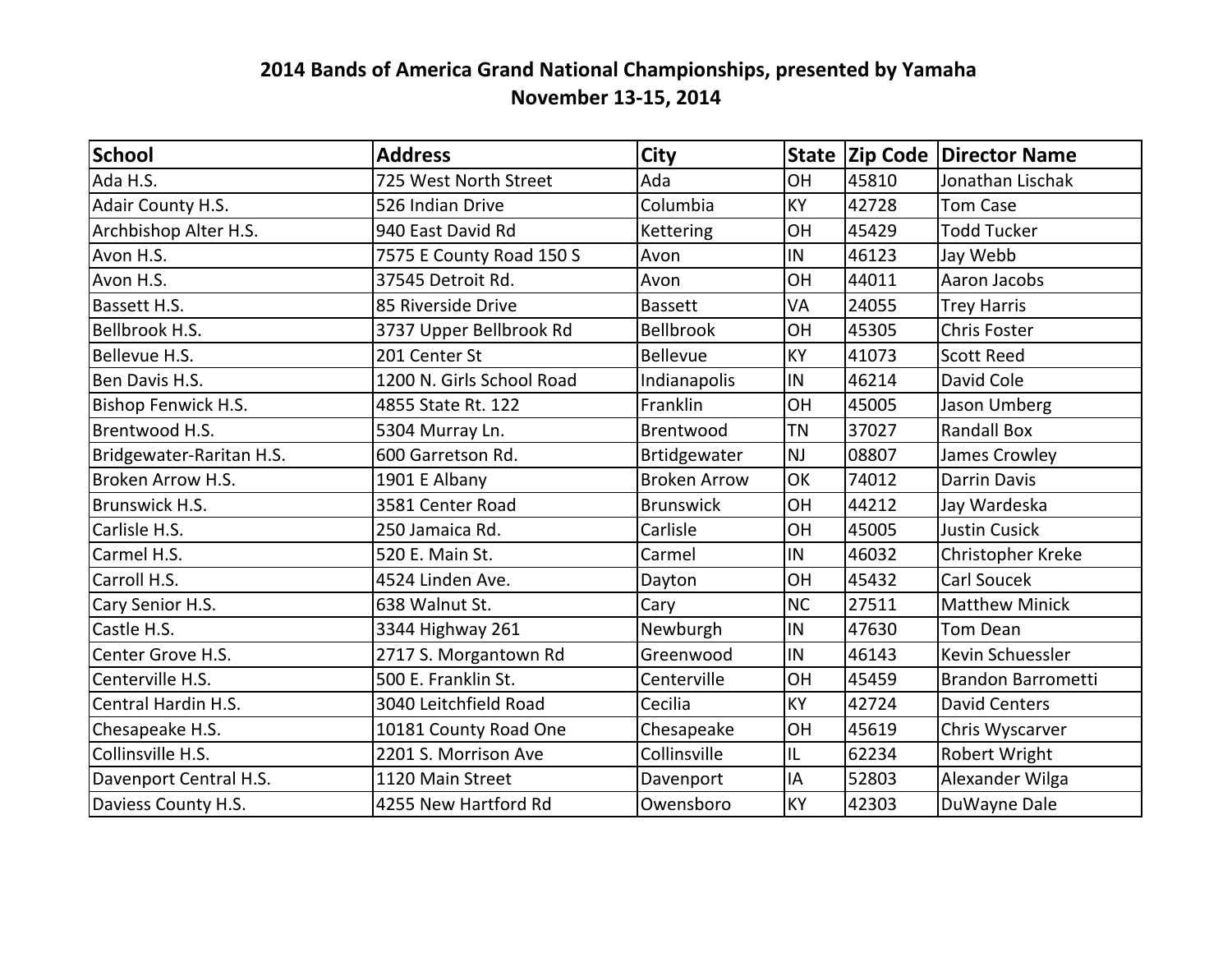# 2014 Bands of America Grand National Championships, presented by Yamaha

## November 13-15, 2014

| School | Address | City | State | Zip Code | Director Name |
|---|---|---|---|---|---|
| Ada H.S. | 725 West North Street | Ada | OH | 45810 | Jonathan Lischak |
| Adair County H.S. | 526 Indian Drive | Columbia | KY | 42728 | Tom Case |
| Archbishop Alter H.S. | 940 East David Rd | Kettering | OH | 45429 | Todd Tucker |
| Avon H.S. | 7575 E County Road 150 S | Avon | IN | 46123 | Jay Webb |
| Avon H.S. | 37545 Detroit Rd. | Avon | OH | 44011 | Aaron Jacobs |
| Bassett H.S. | 85 Riverside Drive | Bassett | VA | 24055 | Trey Harris |
| Bellbrook H.S. | 3737 Upper Bellbrook Rd | Bellbrook | OH | 45305 | Chris Foster |
| Bellevue H.S. | 201 Center St | Bellevue | KY | 41073 | Scott Reed |
| Ben Davis H.S. | 1200 N. Girls School Road | Indianapolis | IN | 46214 | David Cole |
| Bishop Fenwick H.S. | 4855 State Rt. 122 | Franklin | OH | 45005 | Jason Umberg |
| Brentwood H.S. | 5304 Murray Ln. | Brentwood | TN | 37027 | Randall Box |
| Bridgewater-Raritan H.S. | 600 Garretson Rd. | Brtidgewater | NJ | 08807 | James Crowley |
| Broken Arrow H.S. | 1901 E Albany | Broken Arrow | OK | 74012 | Darrin Davis |
| Brunswick H.S. | 3581 Center Road | Brunswick | OH | 44212 | Jay Wardeska |
| Carlisle H.S. | 250 Jamaica Rd. | Carlisle | OH | 45005 | Justin Cusick |
| Carmel H.S. | 520 E. Main St. | Carmel | IN | 46032 | Christopher Kreke |
| Carroll H.S. | 4524 Linden Ave. | Dayton | OH | 45432 | Carl Soucek |
| Cary Senior H.S. | 638 Walnut St. | Cary | NC | 27511 | Matthew Minick |
| Castle H.S. | 3344 Highway 261 | Newburgh | IN | 47630 | Tom Dean |
| Center Grove H.S. | 2717 S. Morgantown Rd | Greenwood | IN | 46143 | Kevin Schuessler |
| Centerville H.S. | 500 E. Franklin St. | Centerville | OH | 45459 | Brandon Barrometti |
| Central Hardin H.S. | 3040 Leitchfield Road | Cecilia | KY | 42724 | David Centers |
| Chesapeake H.S. | 10181 County Road One | Chesapeake | OH | 45619 | Chris Wyscarver |
| Collinsville H.S. | 2201 S. Morrison Ave | Collinsville | IL | 62234 | Robert Wright |
| Davenport Central H.S. | 1120 Main Street | Davenport | IA | 52803 | Alexander Wilga |
| Daviess County H.S. | 4255 New Hartford Rd | Owensboro | KY | 42303 | DuWayne Dale |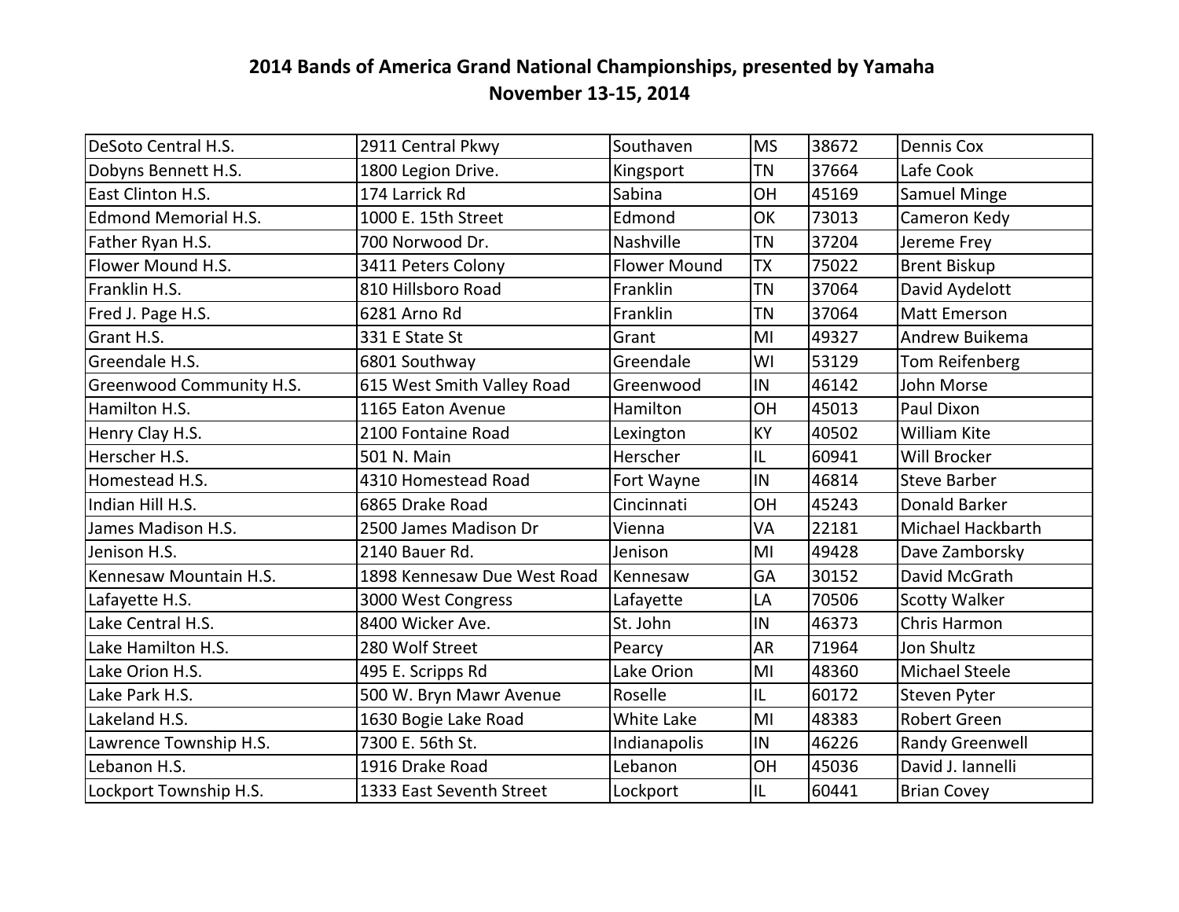# 2014 Bands of America Grand National Championships, presented by Yamaha

## November 13-15, 2014

| | | | | | |
|---|---|---|---|---|---|
| DeSoto Central H.S. | 2911 Central Pkwy | Southaven | MS | 38672 | Dennis Cox |
| Dobyns Bennett H.S. | 1800 Legion Drive. | Kingsport | TN | 37664 | Lafe Cook |
| East Clinton H.S. | 174 Larrick Rd | Sabina | OH | 45169 | Samuel Minge |
| Edmond Memorial H.S. | 1000 E. 15th Street | Edmond | OK | 73013 | Cameron Kedy |
| Father Ryan H.S. | 700 Norwood Dr. | Nashville | TN | 37204 | Jereme Frey |
| Flower Mound H.S. | 3411 Peters Colony | Flower Mound | TX | 75022 | Brent Biskup |
| Franklin H.S. | 810 Hillsboro Road | Franklin | TN | 37064 | David Aydelott |
| Fred J. Page H.S. | 6281 Arno Rd | Franklin | TN | 37064 | Matt Emerson |
| Grant H.S. | 331 E State St | Grant | MI | 49327 | Andrew Buikema |
| Greendale H.S. | 6801 Southway | Greendale | WI | 53129 | Tom Reifenberg |
| Greenwood Community H.S. | 615 West Smith Valley Road | Greenwood | IN | 46142 | John Morse |
| Hamilton H.S. | 1165 Eaton Avenue | Hamilton | OH | 45013 | Paul Dixon |
| Henry Clay H.S. | 2100 Fontaine Road | Lexington | KY | 40502 | William Kite |
| Herscher H.S. | 501 N. Main | Herscher | IL | 60941 | Will Brocker |
| Homestead H.S. | 4310 Homestead Road | Fort Wayne | IN | 46814 | Steve Barber |
| Indian Hill H.S. | 6865 Drake Road | Cincinnati | OH | 45243 | Donald Barker |
| James Madison H.S. | 2500 James Madison Dr | Vienna | VA | 22181 | Michael Hackbarth |
| Jenison H.S. | 2140 Bauer Rd. | Jenison | MI | 49428 | Dave Zamborsky |
| Kennesaw Mountain H.S. | 1898 Kennesaw Due West Road | Kennesaw | GA | 30152 | David McGrath |
| Lafayette H.S. | 3000 West Congress | Lafayette | LA | 70506 | Scotty Walker |
| Lake Central H.S. | 8400 Wicker Ave. | St. John | IN | 46373 | Chris Harmon |
| Lake Hamilton H.S. | 280 Wolf Street | Pearcy | AR | 71964 | Jon Shultz |
| Lake Orion H.S. | 495 E. Scripps Rd | Lake Orion | MI | 48360 | Michael Steele |
| Lake Park H.S. | 500 W. Bryn Mawr Avenue | Roselle | IL | 60172 | Steven Pyter |
| Lakeland H.S. | 1630 Bogie Lake Road | White Lake | MI | 48383 | Robert Green |
| Lawrence Township H.S. | 7300 E. 56th St. | Indianapolis | IN | 46226 | Randy Greenwell |
| Lebanon H.S. | 1916 Drake Road | Lebanon | OH | 45036 | David J. Iannelli |
| Lockport Township H.S. | 1333 East Seventh Street | Lockport | IL | 60441 | Brian Covey |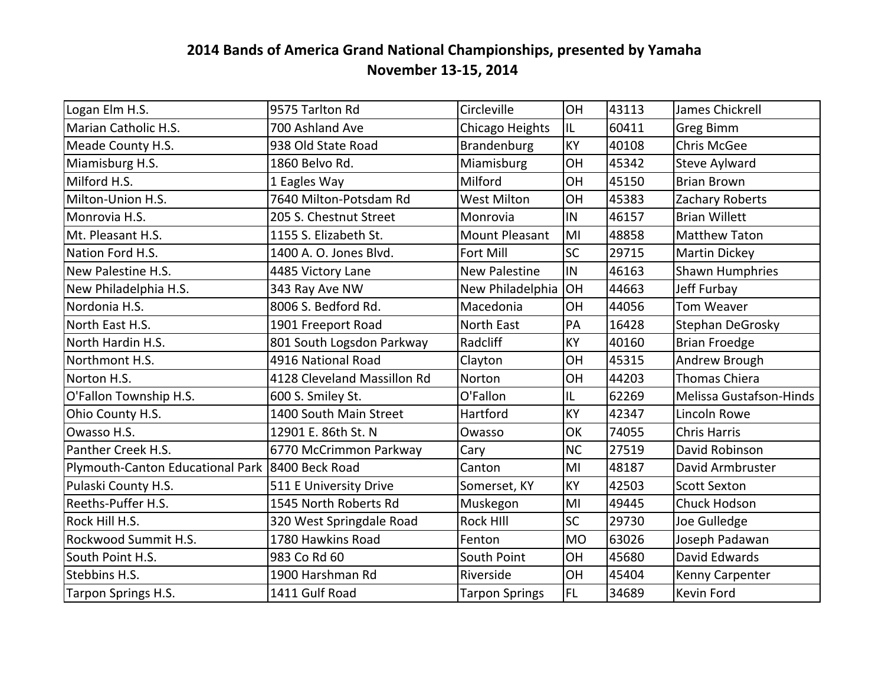**2014 Bands of America Grand National Championships, presented by Yamaha**
**November 13-15, 2014**

| | | | | | |
|---|---|---|---|---|---|
| Logan Elm H.S. | 9575 Tarlton Rd | Circleville | OH | 43113 | James Chickrell |
| Marian Catholic H.S. | 700 Ashland Ave | Chicago Heights | IL | 60411 | Greg Bimm |
| Meade County H.S. | 938 Old State Road | Brandenburg | KY | 40108 | Chris McGee |
| Miamisburg H.S. | 1860 Belvo Rd. | Miamisburg | OH | 45342 | Steve Aylward |
| Milford H.S. | 1 Eagles Way | Milford | OH | 45150 | Brian Brown |
| Milton-Union H.S. | 7640 Milton-Potsdam Rd | West Milton | OH | 45383 | Zachary Roberts |
| Monrovia H.S. | 205 S. Chestnut Street | Monrovia | IN | 46157 | Brian Willett |
| Mt. Pleasant H.S. | 1155 S. Elizabeth St. | Mount Pleasant | MI | 48858 | Matthew Taton |
| Nation Ford H.S. | 1400 A. O. Jones Blvd. | Fort Mill | SC | 29715 | Martin Dickey |
| New Palestine H.S. | 4485 Victory Lane | New Palestine | IN | 46163 | Shawn Humphries |
| New Philadelphia H.S. | 343 Ray Ave NW | New Philadelphia | OH | 44663 | Jeff Furbay |
| Nordonia H.S. | 8006 S. Bedford Rd. | Macedonia | OH | 44056 | Tom Weaver |
| North East H.S. | 1901 Freeport Road | North East | PA | 16428 | Stephan DeGrosky |
| North Hardin H.S. | 801 South Logsdon Parkway | Radcliff | KY | 40160 | Brian Froedge |
| Northmont H.S. | 4916 National Road | Clayton | OH | 45315 | Andrew Brough |
| Norton H.S. | 4128 Cleveland Massillon Rd | Norton | OH | 44203 | Thomas Chiera |
| O'Fallon Township H.S. | 600 S. Smiley St. | O'Fallon | IL | 62269 | Melissa Gustafson-Hinds |
| Ohio County H.S. | 1400 South Main Street | Hartford | KY | 42347 | Lincoln Rowe |
| Owasso H.S. | 12901 E. 86th St. N | Owasso | OK | 74055 | Chris Harris |
| Panther Creek H.S. | 6770 McCrimmon Parkway | Cary | NC | 27519 | David Robinson |
| Plymouth-Canton Educational Park | 8400 Beck Road | Canton | MI | 48187 | David Armbruster |
| Pulaski County H.S. | 511 E University Drive | Somerset, KY | KY | 42503 | Scott Sexton |
| Reeths-Puffer H.S. | 1545 North Roberts Rd | Muskegon | MI | 49445 | Chuck Hodson |
| Rock Hill H.S. | 320 West Springdale Road | Rock HIll | SC | 29730 | Joe Gulledge |
| Rockwood Summit H.S. | 1780 Hawkins Road | Fenton | MO | 63026 | Joseph Padawan |
| South Point H.S. | 983 Co Rd 60 | South Point | OH | 45680 | David Edwards |
| Stebbins H.S. | 1900 Harshman Rd | Riverside | OH | 45404 | Kenny Carpenter |
| Tarpon Springs H.S. | 1411 Gulf Road | Tarpon Springs | FL | 34689 | Kevin Ford |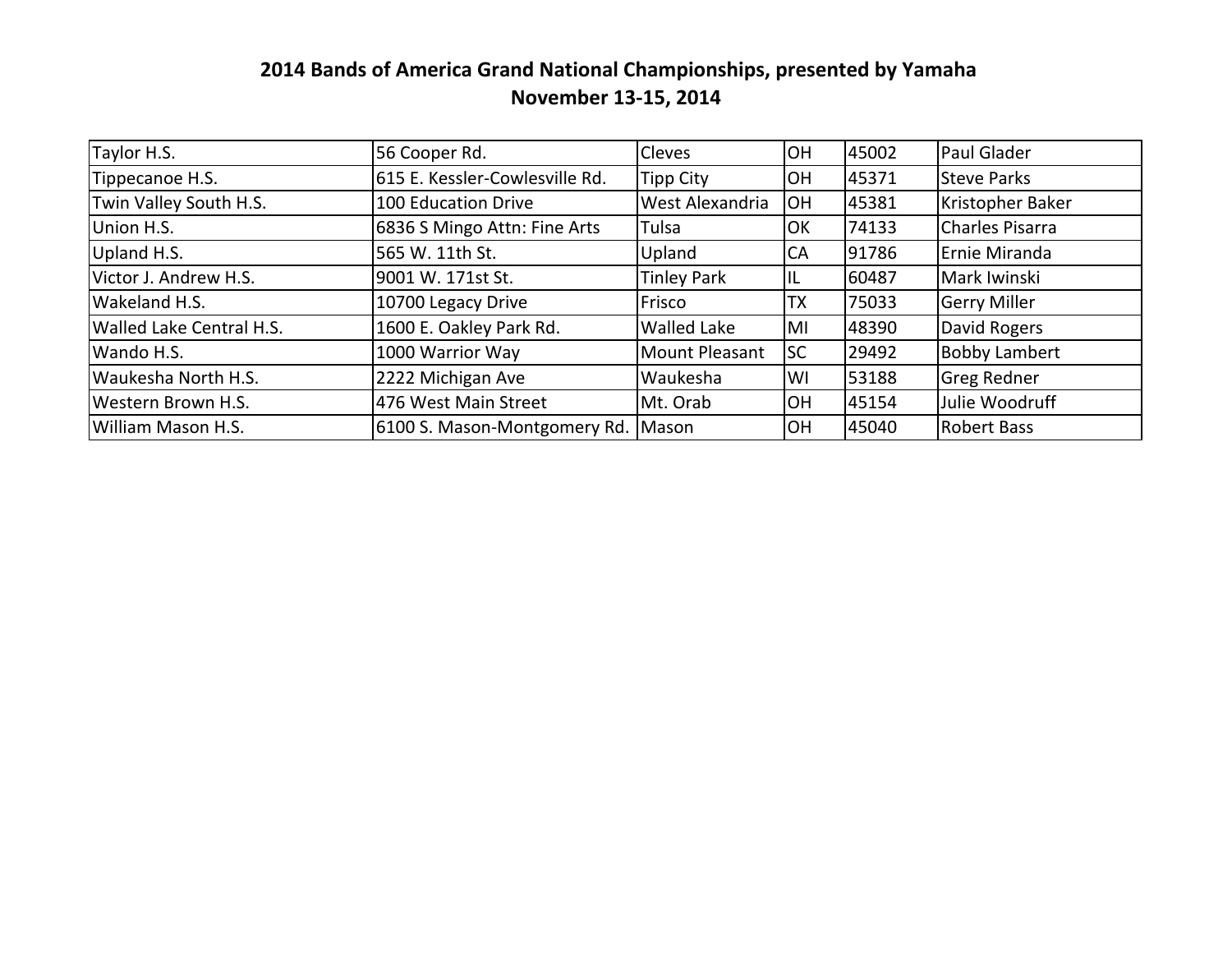**2014 Bands of America Grand National Championships, presented by Yamaha**
**November 13-15, 2014**

| | | | | | |
|---|---|---|---|---|---|
| Taylor H.S. | 56 Cooper Rd. | Cleves | OH | 45002 | Paul Glader |
| Tippecanoe H.S. | 615 E. Kessler-Cowlesville Rd. | Tipp City | OH | 45371 | Steve Parks |
| Twin Valley South H.S. | 100 Education Drive | West Alexandria | OH | 45381 | Kristopher Baker |
| Union H.S. | 6836 S Mingo Attn: Fine Arts | Tulsa | OK | 74133 | Charles Pisarra |
| Upland H.S. | 565 W. 11th St. | Upland | CA | 91786 | Ernie Miranda |
| Victor J. Andrew H.S. | 9001 W. 171st St. | Tinley Park | IL | 60487 | Mark Iwinski |
| Wakeland H.S. | 10700 Legacy Drive | Frisco | TX | 75033 | Gerry Miller |
| Walled Lake Central H.S. | 1600 E. Oakley Park Rd. | Walled Lake | MI | 48390 | David Rogers |
| Wando H.S. | 1000 Warrior Way | Mount Pleasant | SC | 29492 | Bobby Lambert |
| Waukesha North H.S. | 2222 Michigan Ave | Waukesha | WI | 53188 | Greg Redner |
| Western Brown H.S. | 476 West Main Street | Mt. Orab | OH | 45154 | Julie Woodruff |
| William Mason H.S. | 6100 S. Mason-Montgomery Rd. | Mason | OH | 45040 | Robert Bass |